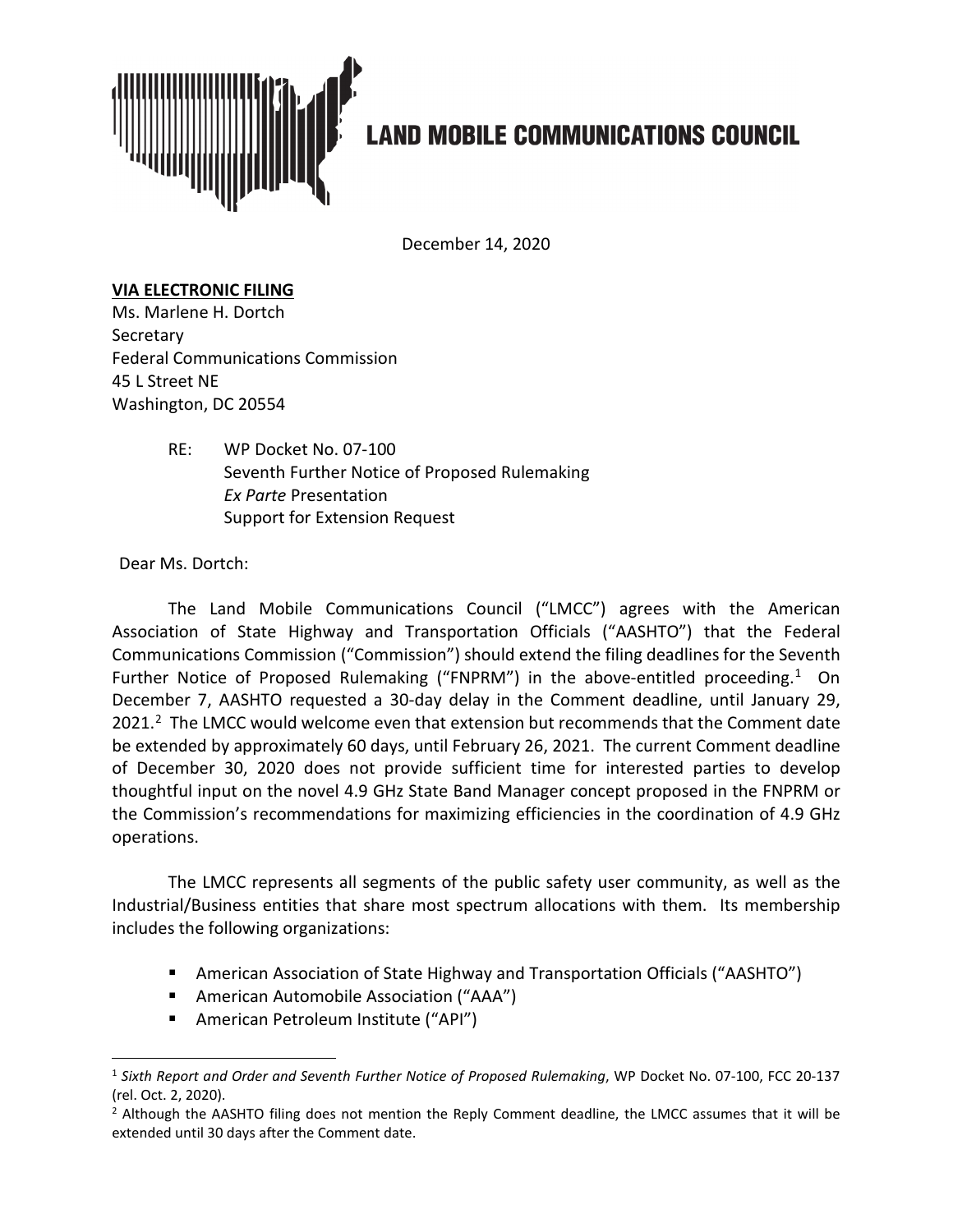# LAND MOBILE COMMUNICATIONS COUNCIL

December 14, 2020

**VIA ELECTRONIC FILING**
Ms. Marlene H. Dortch
Secretary
Federal Communications Commission
45 L Street NE
Washington, DC 20554

RE: WP Docket No. 07-100
Seventh Further Notice of Proposed Rulemaking
*Ex Parte* Presentation
Support for Extension Request

Dear Ms. Dortch:

The Land Mobile Communications Council ("LMCC") agrees with the American Association of State Highway and Transportation Officials ("AASHTO") that the Federal Communications Commission ("Commission") should extend the filing deadlines for the Seventh Further Notice of Proposed Rulemaking ("FNPRM") in the above-entitled proceeding.[1] On December 7, AASHTO requested a 30-day delay in the Comment deadline, until January 29, 2021.[2] The LMCC would welcome even that extension but recommends that the Comment date be extended by approximately 60 days, until February 26, 2021. The current Comment deadline of December 30, 2020 does not provide sufficient time for interested parties to develop thoughtful input on the novel 4.9 GHz State Band Manager concept proposed in the FNPRM or the Commission's recommendations for maximizing efficiencies in the coordination of 4.9 GHz operations.

The LMCC represents all segments of the public safety user community, as well as the Industrial/Business entities that share most spectrum allocations with them. Its membership includes the following organizations:

- American Association of State Highway and Transportation Officials ("AASHTO")
- American Automobile Association ("AAA")
- American Petroleum Institute ("API")

[1] *Sixth Report and Order and Seventh Further Notice of Proposed Rulemaking*, WP Docket No. 07-100, FCC 20-137 (rel. Oct. 2, 2020).

[2] Although the AASHTO filing does not mention the Reply Comment deadline, the LMCC assumes that it will be extended until 30 days after the Comment date.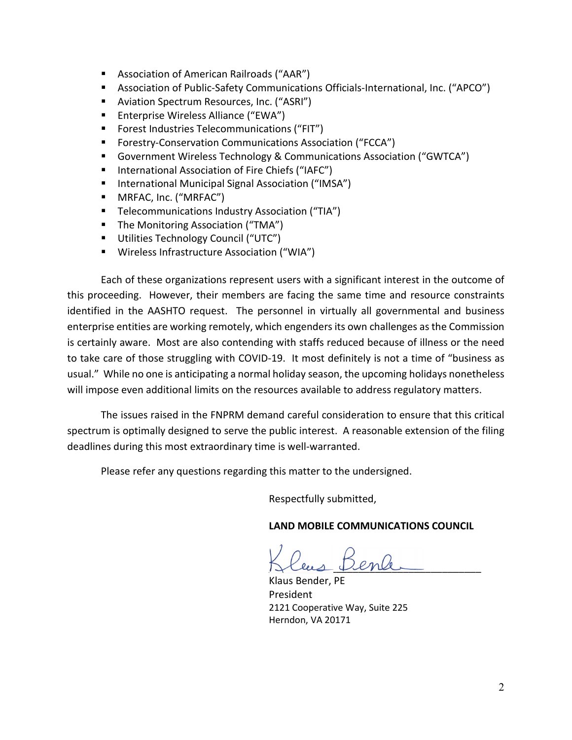- Association of American Railroads ("AAR")
- Association of Public-Safety Communications Officials-International, Inc. ("APCO")
- Aviation Spectrum Resources, Inc. ("ASRI")
- Enterprise Wireless Alliance ("EWA")
- Forest Industries Telecommunications ("FIT")
- Forestry-Conservation Communications Association ("FCCA")
- Government Wireless Technology & Communications Association ("GWTCA")
- International Association of Fire Chiefs ("IAFC")
- International Municipal Signal Association ("IMSA")
- MRFAC, Inc. ("MRFAC")
- Telecommunications Industry Association ("TIA")
- The Monitoring Association ("TMA")
- Utilities Technology Council ("UTC")
- Wireless Infrastructure Association ("WIA")

Each of these organizations represent users with a significant interest in the outcome of this proceeding. However, their members are facing the same time and resource constraints identified in the AASHTO request. The personnel in virtually all governmental and business enterprise entities are working remotely, which engenders its own challenges as the Commission is certainly aware. Most are also contending with staffs reduced because of illness or the need to take care of those struggling with COVID-19. It most definitely is not a time of "business as usual." While no one is anticipating a normal holiday season, the upcoming holidays nonetheless will impose even additional limits on the resources available to address regulatory matters.

The issues raised in the FNPRM demand careful consideration to ensure that this critical spectrum is optimally designed to serve the public interest. A reasonable extension of the filing deadlines during this most extraordinary time is well-warranted.

Please refer any questions regarding this matter to the undersigned.

Respectfully submitted,

**LAND MOBILE COMMUNICATIONS COUNCIL**

Klaus Bender, PE
President
2121 Cooperative Way, Suite 225
Herndon, VA 20171